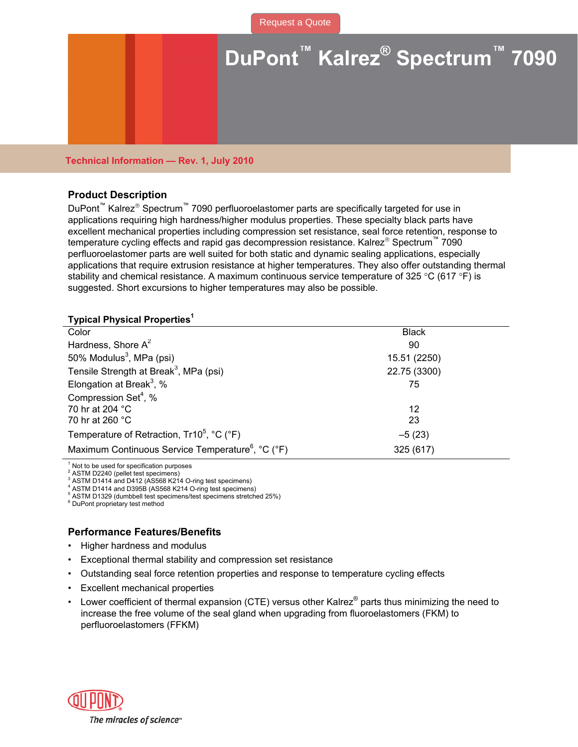Request a Quote

# DuPont™ Kalrez® Spectrum™ 7090

**Technical Information — Rev. 1, July 2010**

## Product Description

DuPont™ Kalrez® Spectrum™ 7090 perfluoroelastomer parts are specifically targeted for use in applications requiring high hardness/higher modulus properties. These specialty black parts have excellent mechanical properties including compression set resistance, seal force retention, response to temperature cycling effects and rapid gas decompression resistance. Kalrez® Spectrum™ 7090 perfluoroelastomer parts are well suited for both static and dynamic sealing applications, especially applications that require extrusion resistance at higher temperatures. They also offer outstanding thermal stability and chemical resistance. A maximum continuous service temperature of 325 °C (617 °F) is suggested. Short excursions to higher temperatures may also be possible.

| Typical Physical Properties[1] | |
|---|---|
| Color | Black |
| Hardness, Shore A[2] | 90 |
| 50% Modulus[3], MPa (psi) | 15.51 (2250) |
| Tensile Strength at Break[3], MPa (psi) | 22.75 (3300) |
| Elongation at Break[3], % | 75 |
| Compression Set[4], % | |
| 70 hr at 204 °C | 12 |
| 70 hr at 260 °C | 23 |
| Temperature of Retraction, Tr10[5], °C (°F) | –5 (23) |
| Maximum Continuous Service Temperature[6], °C (°F) | 325 (617) |

[1] Not to be used for specification purposes
[2] ASTM D2240 (pellet test specimens)
[3] ASTM D1414 and D412 (AS568 K214 O-ring test specimens)
[4] ASTM D1414 and D395B (AS568 K214 O-ring test specimens)
[5] ASTM D1329 (dumbbell test specimens/test specimens stretched 25%)
[6] DuPont proprietary test method

## Performance Features/Benefits

- Higher hardness and modulus
- Exceptional thermal stability and compression set resistance
- Outstanding seal force retention properties and response to temperature cycling effects
- Excellent mechanical properties
- Lower coefficient of thermal expansion (CTE) versus other Kalrez® parts thus minimizing the need to increase the free volume of the seal gland when upgrading from fluoroelastomers (FKM) to perfluoroelastomers (FFKM)

DuPont
*The miracles of science™*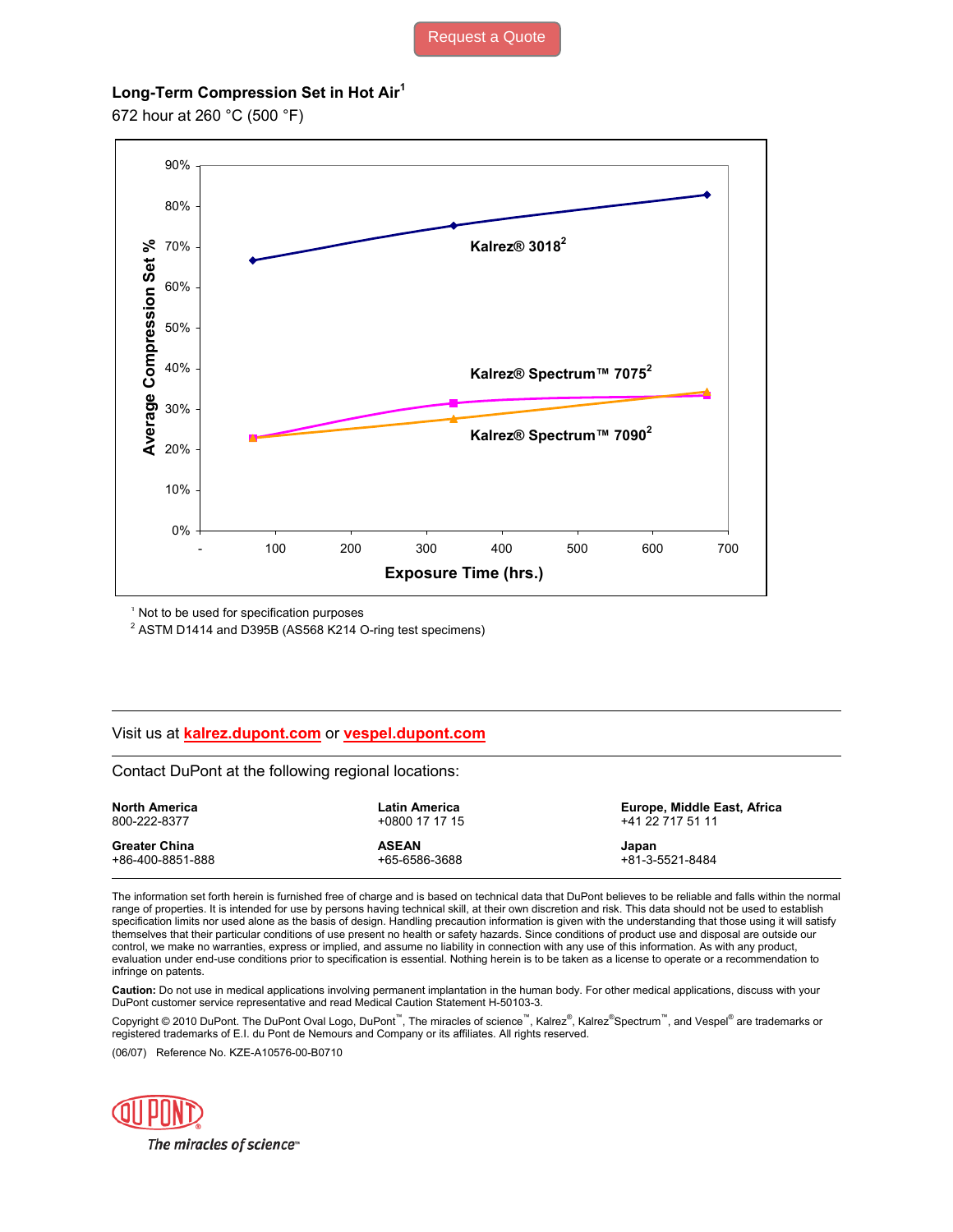Request a Quote

### Long-Term Compression Set in Hot Air[1]

672 hour at 260 °C (500 °F)

90%
80%
70%
60%
50%
40%
30%
20%
10%
0%

Average Compression Set %

Kalrez® 3018[2]

Kalrez® Spectrum™ 7075[2]

Kalrez® Spectrum™ 7090[2]

- 100 200 300 400 500 600 700

Exposure Time (hrs.)

[1] Not to be used for specification purposes

[2] ASTM D1414 and D395B (AS568 K214 O-ring test specimens)

---

Visit us at **kalrez.dupont.com** or **vespel.dupont.com**

---

Contact DuPont at the following regional locations:

**North America**
800-222-8377

**Latin America**
+0800 17 17 15

**Europe, Middle East, Africa**
+41 22 717 51 11

**Greater China**
+86-400-8851-888

**ASEAN**
+65-6586-3688

**Japan**
+81-3-5521-8484

---

The information set forth herein is furnished free of charge and is based on technical data that DuPont believes to be reliable and falls within the normal range of properties. It is intended for use by persons having technical skill, at their own discretion and risk. This data should not be used to establish specification limits nor used alone as the basis of design. Handling precaution information is given with the understanding that those using it will satisfy themselves that their particular conditions of use present no health or safety hazards. Since conditions of product use and disposal are outside our control, we make no warranties, express or implied, and assume no liability in connection with any use of this information. As with any product, evaluation under end-use conditions prior to specification is essential. Nothing herein is to be taken as a license to operate or a recommendation to infringe on patents.

**Caution:** Do not use in medical applications involving permanent implantation in the human body. For other medical applications, discuss with your DuPont customer service representative and read Medical Caution Statement H-50103-3.

Copyright © 2010 DuPont. The DuPont Oval Logo, DuPont™, The miracles of science™, Kalrez®, Kalrez®Spectrum™, and Vespel® are trademarks or registered trademarks of E.I. du Pont de Nemours and Company or its affiliates. All rights reserved.

(06/07) Reference No. KZE-A10576-00-B0710

DUPONT
*The miracles of science™*